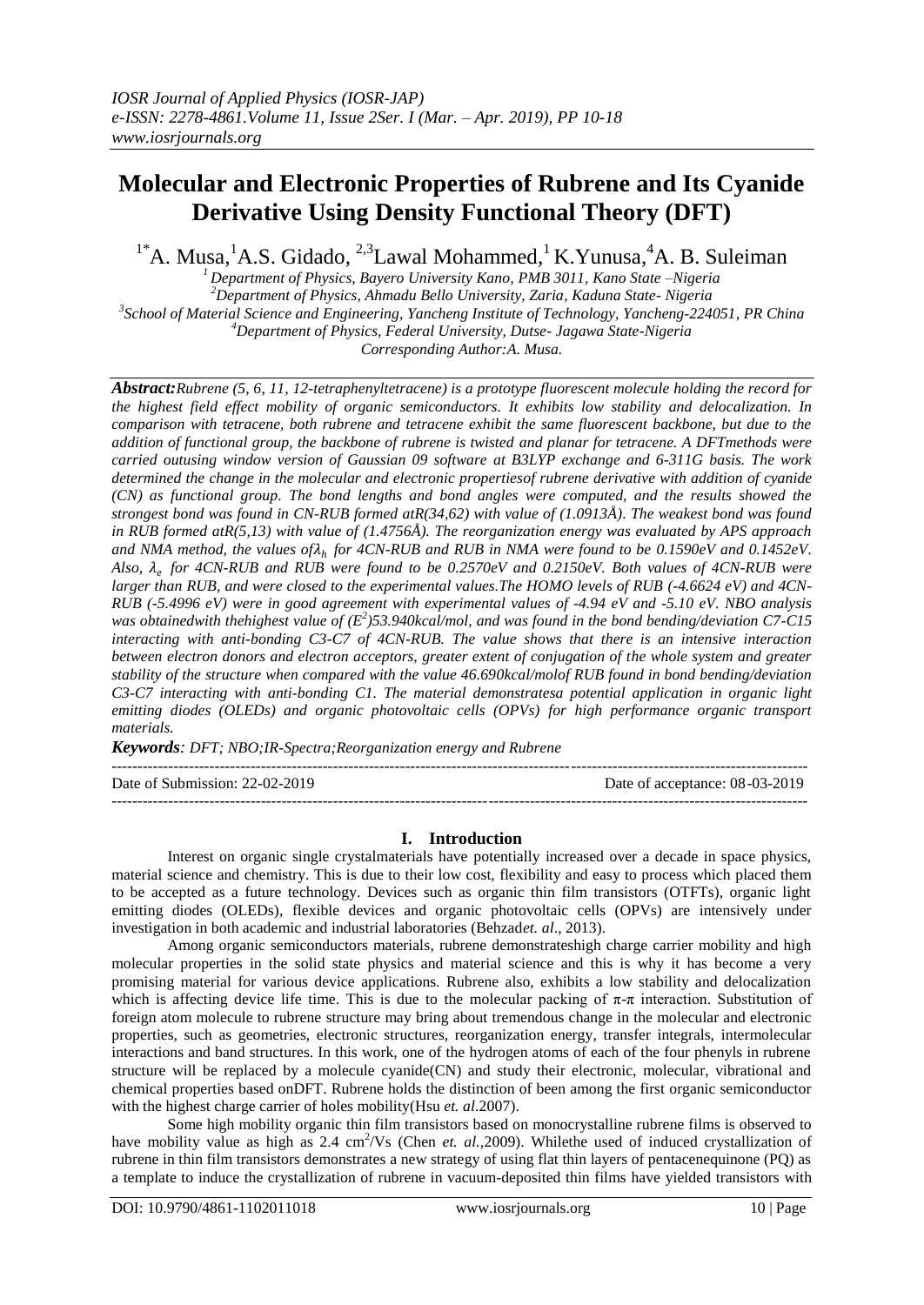# Molecular and Electronic Properties of Rubrene and Its Cyanide Derivative Using Density Functional Theory (DFT)

[1*]A. Musa, [1]A.S. Gidado, [2,3]Lawal Mohammed, [1]K.Yunusa, [4]A. B. Suleiman

[1] Department of Physics, Bayero University Kano, PMB 3011, Kano State –Nigeria
[2] Department of Physics, Ahmadu Bello University, Zaria, Kaduna State- Nigeria
[3] School of Material Science and Engineering, Yancheng Institute of Technology, Yancheng-224051, PR China
[4] Department of Physics, Federal University, Dutse- Jagawa State-Nigeria
Corresponding Author:A. Musa.

***Abstract:*** *Rubrene (5, 6, 11, 12-tetraphenyltetracene) is a prototype fluorescent molecule holding the record for the highest field effect mobility of organic semiconductors. It exhibits low stability and delocalization. In comparison with tetracene, both rubrene and tetracene exhibit the same fluorescent backbone, but due to the addition of functional group, the backbone of rubrene is twisted and planar for tetracene. A DFTmethods were carried outusing window version of Gaussian 09 software at B3LYP exchange and 6-311G basis. The work determined the change in the molecular and electronic propertiesof rubrene derivative with addition of cyanide (CN) as functional group. The bond lengths and bond angles were computed, and the results showed the strongest bond was found in CN-RUB formed atR(34,62) with value of (1.0913Å). The weakest bond was found in RUB formed atR(5,13) with value of (1.4756Å). The reorganization energy was evaluated by APS approach and NMA method, the values of $\lambda_h$ for 4CN-RUB and RUB in NMA were found to be 0.1590eV and 0.1452eV. Also, $\lambda_e$ for 4CN-RUB and RUB were found to be 0.2570eV and 0.2150eV. Both values of 4CN-RUB were larger than RUB, and were closed to the experimental values.The HOMO levels of RUB (-4.6624 eV) and 4CN-RUB (-5.4996 eV) were in good agreement with experimental values of -4.94 eV and -5.10 eV. NBO analysis was obtainedwith thehighest value of ($E^2$)53.940kcal/mol, and was found in the bond bending/deviation C7-C15 interacting with anti-bonding C3-C7 of 4CN-RUB. The value shows that there is an intensive interaction between electron donors and electron acceptors, greater extent of conjugation of the whole system and greater stability of the structure when compared with the value 46.690kcal/molof RUB found in bond bending/deviation C3-C7 interacting with anti-bonding C1. The material demonstratesa potential application in organic light emitting diodes (OLEDs) and organic photovoltaic cells (OPVs) for high performance organic transport materials.*

***Keywords****: DFT; NBO;IR-Spectra;Reorganization energy and Rubrene*

---

Date of Submission: 22-02-2019 | Date of acceptance: 08-03-2019

---

## I. Introduction

Interest on organic single crystalmaterials have potentially increased over a decade in space physics, material science and chemistry. This is due to their low cost, flexibility and easy to process which placed them to be accepted as a future technology. Devices such as organic thin film transistors (OTFTs), organic light emitting diodes (OLEDs), flexible devices and organic photovoltaic cells (OPVs) are intensively under investigation in both academic and industrial laboratories (Behzad*et. al*., 2013).

Among organic semiconductors materials, rubrene demonstrateshigh charge carrier mobility and high molecular properties in the solid state physics and material science and this is why it has become a very promising material for various device applications. Rubrene also, exhibits a low stability and delocalization which is affecting device life time. This is due to the molecular packing of π-π interaction. Substitution of foreign atom molecule to rubrene structure may bring about tremendous change in the molecular and electronic properties, such as geometries, electronic structures, reorganization energy, transfer integrals, intermolecular interactions and band structures. In this work, one of the hydrogen atoms of each of the four phenyls in rubrene structure will be replaced by a molecule cyanide(CN) and study their electronic, molecular, vibrational and chemical properties based onDFT. Rubrene holds the distinction of been among the first organic semiconductor with the highest charge carrier of holes mobility(Hsu *et. al*.2007).

Some high mobility organic thin film transistors based on monocrystalline rubrene films is observed to have mobility value as high as 2.4 $cm^2/Vs$ (Chen *et. al.*,2009). Whilethe used of induced crystallization of rubrene in thin film transistors demonstrates a new strategy of using flat thin layers of pentacenequinone (PQ) as a template to induce the crystallization of rubrene in vacuum-deposited thin films have yielded transistors with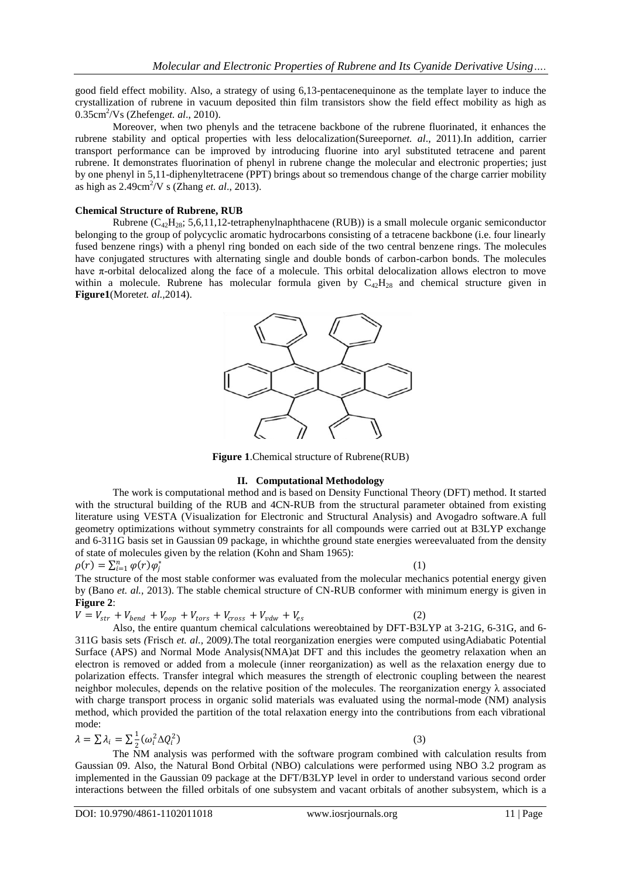good field effect mobility. Also, a strategy of using 6,13-pentacenequinone as the template layer to induce the crystallization of rubrene in vacuum deposited thin film transistors show the field effect mobility as high as $0.35cm^2/Vs$ (Zhefeng*et. al*., 2010).

Moreover, when two phenyls and the tetracene backbone of the rubrene fluorinated, it enhances the rubrene stability and optical properties with less delocalization(Sureeporn*et. al*., 2011).In addition, carrier transport performance can be improved by introducing fluorine into aryl substituted tetracene and parent rubrene. It demonstrates fluorination of phenyl in rubrene change the molecular and electronic properties; just by one phenyl in 5,11-diphenyltetracene (PPT) brings about so tremendous change of the charge carrier mobility as high as $2.49cm^2/V$ s (Zhang *et. al*., 2013).

**Chemical Structure of Rubrene, RUB**

Rubrene ($C_{42}H_{28}$; 5,6,11,12-tetraphenylnaphthacene (RUB)) is a small molecule organic semiconductor belonging to the group of polycyclic aromatic hydrocarbons consisting of a tetracene backbone (i.e. four linearly fused benzene rings) with a phenyl ring bonded on each side of the two central benzene rings. The molecules have conjugated structures with alternating single and double bonds of carbon-carbon bonds. The molecules have π-orbital delocalized along the face of a molecule. This orbital delocalization allows electron to move within a molecule. Rubrene has molecular formula given by $C_{42}H_{28}$ and chemical structure given in **Figure1**(Moret*et. al.*,2014).

**Figure 1**.Chemical structure of Rubrene(RUB)

## II. Computational Methodology

The work is computational method and is based on Density Functional Theory (DFT) method. It started with the structural building of the RUB and 4CN-RUB from the structural parameter obtained from existing literature using VESTA (Visualization for Electronic and Structural Analysis) and Avogadro software.A full geometry optimizations without symmetry constraints for all compounds were carried out at B3LYP exchange and 6-311G basis set in Gaussian 09 package, in whichthe ground state energies wereevaluated from the density of state of molecules given by the relation (Kohn and Sham 1965):

$$\rho(r) = \sum_{i=1}^{n} \varphi(r)\varphi_j^* \quad (1)$$

The structure of the most stable conformer was evaluated from the molecular mechanics potential energy given by (Bano *et. al.,* 2013). The stable chemical structure of CN-RUB conformer with minimum energy is given in **Figure 2**:

$$V = V_{str} + V_{bend} + V_{oop} + V_{tors} + V_{cross} + V_{vdw} + V_{es} \quad (2)$$

Also, the entire quantum chemical calculations wereobtained by DFT-B3LYP at 3-21G, 6-31G, and 6-311G basis sets *(*Frisch *et. al.,* 2009*)*.The total reorganization energies were computed usingAdiabatic Potential Surface (APS) and Normal Mode Analysis(NMA)at DFT and this includes the geometry relaxation when an electron is removed or added from a molecule (inner reorganization) as well as the relaxation energy due to polarization effects. Transfer integral which measures the strength of electronic coupling between the nearest neighbor molecules, depends on the relative position of the molecules. The reorganization energy λ associated with charge transport process in organic solid materials was evaluated using the normal-mode (NM) analysis method, which provided the partition of the total relaxation energy into the contributions from each vibrational mode:

$$\lambda = \sum \lambda_i = \sum \frac{1}{2}(\omega_i^2 \Delta Q_i^2) \quad (3)$$

The NM analysis was performed with the software program combined with calculation results from Gaussian 09. Also, the Natural Bond Orbital (NBO) calculations were performed using NBO 3.2 program as implemented in the Gaussian 09 package at the DFT/B3LYP level in order to understand various second order interactions between the filled orbitals of one subsystem and vacant orbitals of another subsystem, which is a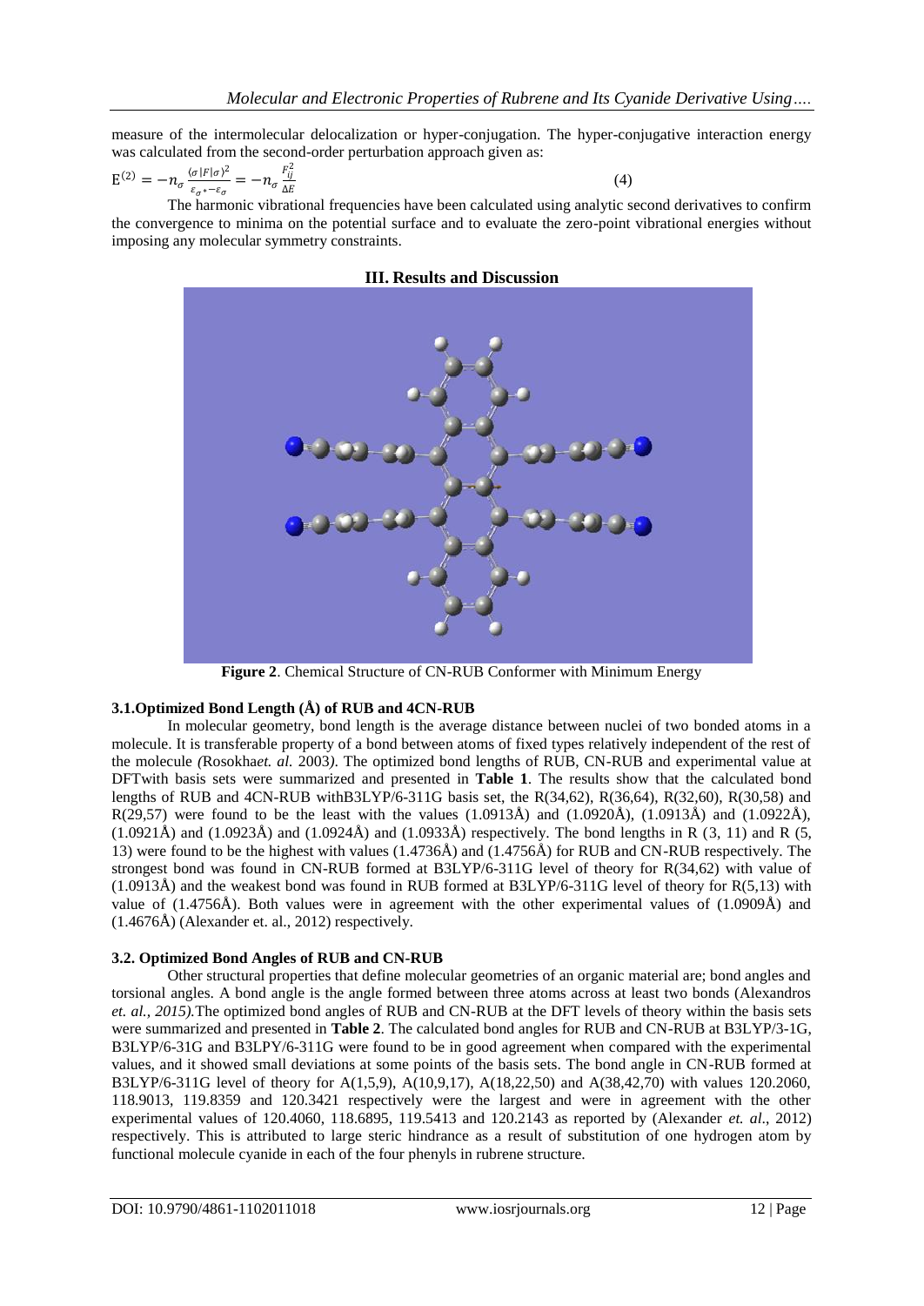measure of the intermolecular delocalization or hyper-conjugation. The hyper-conjugative interaction energy was calculated from the second-order perturbation approach given as:

$$E^{(2)} = -n_{\sigma}\frac{(\sigma|F|\sigma)^2}{\varepsilon_{\sigma^*}-\varepsilon_{\sigma}} = -n_{\sigma}\frac{F_{ij}^2}{\Delta E} \quad (4)$$

The harmonic vibrational frequencies have been calculated using analytic second derivatives to confirm the convergence to minima on the potential surface and to evaluate the zero-point vibrational energies without imposing any molecular symmetry constraints.

## III. Results and Discussion

**Figure 2**. Chemical Structure of CN-RUB Conformer with Minimum Energy

### 3.1.Optimized Bond Length (Å) of RUB and 4CN-RUB

In molecular geometry, bond length is the average distance between nuclei of two bonded atoms in a molecule. It is transferable property of a bond between atoms of fixed types relatively independent of the rest of the molecule *(*Rosokha*et. al.* 2003*)*. The optimized bond lengths of RUB, CN-RUB and experimental value at DFTwith basis sets were summarized and presented in **Table 1**. The results show that the calculated bond lengths of RUB and 4CN-RUB withB3LYP/6-311G basis set, the R(34,62), R(36,64), R(32,60), R(30,58) and R(29,57) were found to be the least with the values (1.0913Å) and (1.0920Å), (1.0913Å) and (1.0922Å), (1.0921Å) and (1.0923Å) and (1.0924Å) and (1.0933Å) respectively. The bond lengths in R (3, 11) and R (5, 13) were found to be the highest with values (1.4736Å) and (1.4756Å) for RUB and CN-RUB respectively. The strongest bond was found in CN-RUB formed at B3LYP/6-311G level of theory for R(34,62) with value of (1.0913Å) and the weakest bond was found in RUB formed at B3LYP/6-311G level of theory for R(5,13) with value of (1.4756Å). Both values were in agreement with the other experimental values of (1.0909Å) and (1.4676Å) (Alexander et. al., 2012) respectively.

### 3.2. Optimized Bond Angles of RUB and CN-RUB

Other structural properties that define molecular geometries of an organic material are; bond angles and torsional angles. A bond angle is the angle formed between three atoms across at least two bonds (Alexandros *et. al., 2015).*The optimized bond angles of RUB and CN-RUB at the DFT levels of theory within the basis sets were summarized and presented in **Table 2**. The calculated bond angles for RUB and CN-RUB at B3LYP/3-1G, B3LYP/6-31G and B3LPY/6-311G were found to be in good agreement when compared with the experimental values, and it showed small deviations at some points of the basis sets. The bond angle in CN-RUB formed at B3LYP/6-311G level of theory for A(1,5,9), A(10,9,17), A(18,22,50) and A(38,42,70) with values 120.2060, 118.9013, 119.8359 and 120.3421 respectively were the largest and were in agreement with the other experimental values of 120.4060, 118.6895, 119.5413 and 120.2143 as reported by (Alexander *et. al*., 2012) respectively. This is attributed to large steric hindrance as a result of substitution of one hydrogen atom by functional molecule cyanide in each of the four phenyls in rubrene structure.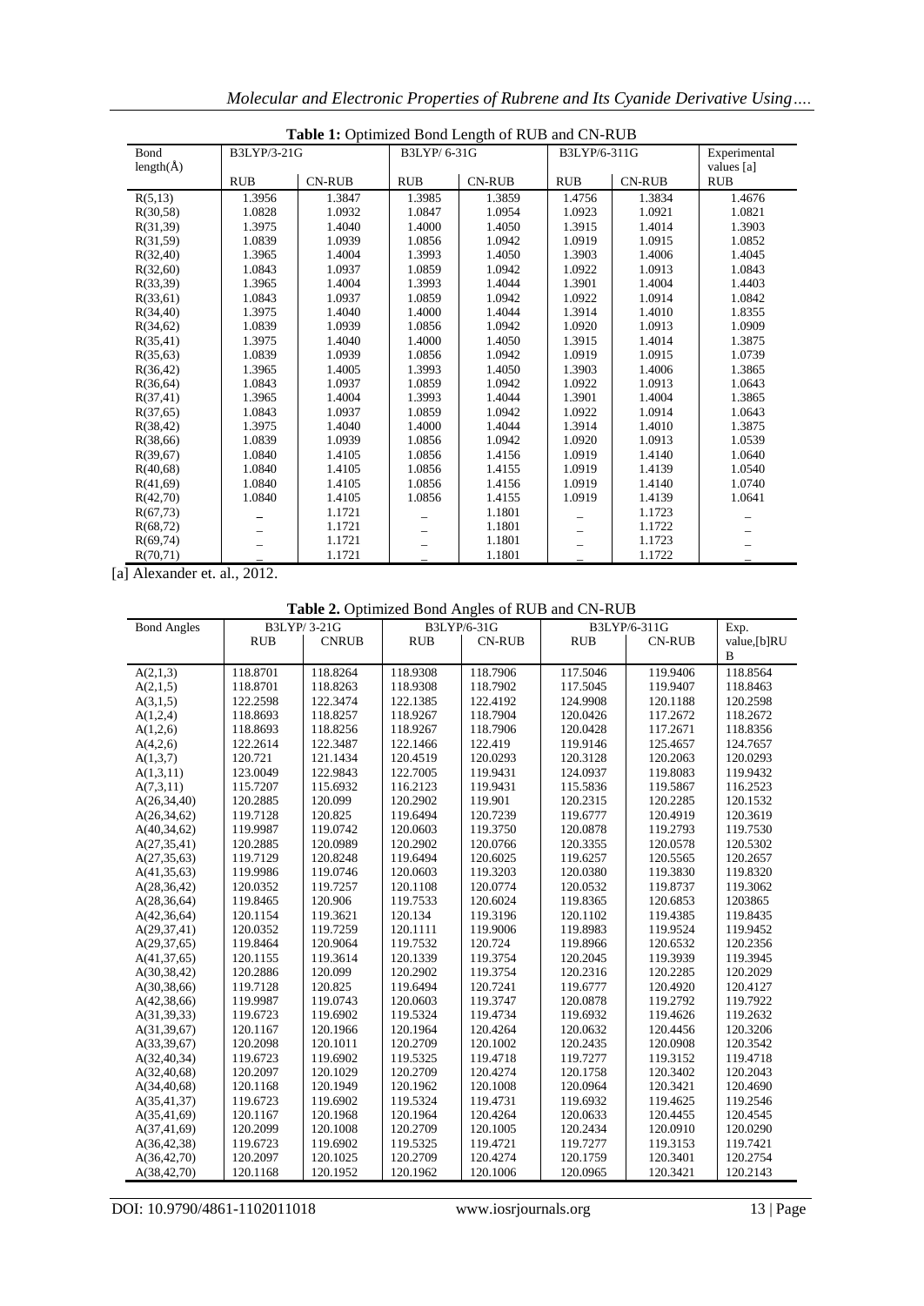**Table 1:** Optimized Bond Length of RUB and CN-RUB

| Bond length(Å) | B3LYP/3-21G | | B3LYP/ 6-31G | | B3LYP/6-311G | | Experimental values [a] |
|---|---|---|---|---|---|---|---|
| | RUB | CN-RUB | RUB | CN-RUB | RUB | CN-RUB | RUB |
| R(5,13) | 1.3956 | 1.3847 | 1.3985 | 1.3859 | 1.4756 | 1.3834 | 1.4676 |
| R(30,58) | 1.0828 | 1.0932 | 1.0847 | 1.0954 | 1.0923 | 1.0921 | 1.0821 |
| R(31,39) | 1.3975 | 1.4040 | 1.4000 | 1.4050 | 1.3915 | 1.4014 | 1.3903 |
| R(31,59) | 1.0839 | 1.0939 | 1.0856 | 1.0942 | 1.0919 | 1.0915 | 1.0852 |
| R(32,40) | 1.3965 | 1.4004 | 1.3993 | 1.4050 | 1.3903 | 1.4006 | 1.4045 |
| R(32,60) | 1.0843 | 1.0937 | 1.0859 | 1.0942 | 1.0922 | 1.0913 | 1.0843 |
| R(33,39) | 1.3965 | 1.4004 | 1.3993 | 1.4044 | 1.3901 | 1.4004 | 1.4403 |
| R(33,61) | 1.0843 | 1.0937 | 1.0859 | 1.0942 | 1.0922 | 1.0914 | 1.0842 |
| R(34,40) | 1.3975 | 1.4040 | 1.4000 | 1.4044 | 1.3914 | 1.4010 | 1.8355 |
| R(34,62) | 1.0839 | 1.0939 | 1.0856 | 1.0942 | 1.0920 | 1.0913 | 1.0909 |
| R(35,41) | 1.3975 | 1.4040 | 1.4000 | 1.4050 | 1.3915 | 1.4014 | 1.3875 |
| R(35,63) | 1.0839 | 1.0939 | 1.0856 | 1.0942 | 1.0919 | 1.0915 | 1.0739 |
| R(36,42) | 1.3965 | 1.4005 | 1.3993 | 1.4050 | 1.3903 | 1.4006 | 1.3865 |
| R(36,64) | 1.0843 | 1.0937 | 1.0859 | 1.0942 | 1.0922 | 1.0913 | 1.0643 |
| R(37,41) | 1.3965 | 1.4004 | 1.3993 | 1.4044 | 1.3901 | 1.4004 | 1.3865 |
| R(37,65) | 1.0843 | 1.0937 | 1.0859 | 1.0942 | 1.0922 | 1.0914 | 1.0643 |
| R(38,42) | 1.3975 | 1.4040 | 1.4000 | 1.4044 | 1.3914 | 1.4010 | 1.3875 |
| R(38,66) | 1.0839 | 1.0939 | 1.0856 | 1.0942 | 1.0920 | 1.0913 | 1.0539 |
| R(39,67) | 1.0840 | 1.4105 | 1.0856 | 1.4156 | 1.0919 | 1.4140 | 1.0640 |
| R(40,68) | 1.0840 | 1.4105 | 1.0856 | 1.4155 | 1.0919 | 1.4139 | 1.0540 |
| R(41,69) | 1.0840 | 1.4105 | 1.0856 | 1.4156 | 1.0919 | 1.4140 | 1.0740 |
| R(42,70) | 1.0840 | 1.4105 | 1.0856 | 1.4155 | 1.0919 | 1.4139 | 1.0641 |
| R(67,73) | _ | 1.1721 | _ | 1.1801 | _ | 1.1723 | _ |
| R(68,72) | _ | 1.1721 | _ | 1.1801 | _ | 1.1722 | _ |
| R(69,74) | _ | 1.1721 | _ | 1.1801 | _ | 1.1723 | _ |
| R(70,71) | _ | 1.1721 | _ | 1.1801 | _ | 1.1722 | _ |

[a] Alexander et. al., 2012.

**Table 2.** Optimized Bond Angles of RUB and CN-RUB

| Bond Angles | B3LYP/ 3-21G | | B3LYP/6-31G | | B3LYP/6-311G | | Exp. value,[b]RUB |
|---|---|---|---|---|---|---|---|
| | RUB | CNRUB | RUB | CN-RUB | RUB | CN-RUB | |
| A(2,1,3) | 118.8701 | 118.8264 | 118.9308 | 118.7906 | 117.5046 | 119.9406 | 118.8564 |
| A(2,1,5) | 118.8701 | 118.8263 | 118.9308 | 118.7902 | 117.5045 | 119.9407 | 118.8463 |
| A(3,1,5) | 122.2598 | 122.3474 | 122.1385 | 122.4192 | 124.9908 | 120.1188 | 120.2598 |
| A(1,2,4) | 118.8693 | 118.8257 | 118.9267 | 118.7904 | 120.0426 | 117.2672 | 118.2672 |
| A(1,2,6) | 118.8693 | 118.8256 | 118.9267 | 118.7906 | 120.0428 | 117.2671 | 118.8356 |
| A(4,2,6) | 122.2614 | 122.3487 | 122.1466 | 122.419 | 119.9146 | 125.4657 | 124.7657 |
| A(1,3,7) | 120.721 | 121.1434 | 120.4519 | 120.0293 | 120.3128 | 120.2063 | 120.0293 |
| A(1,3,11) | 123.0049 | 122.9843 | 122.7005 | 119.9431 | 124.0937 | 119.8083 | 119.9432 |
| A(7,3,11) | 115.7207 | 115.6932 | 116.2123 | 119.9431 | 115.5836 | 119.5867 | 116.2523 |
| A(26,34,40) | 120.2885 | 120.099 | 120.2902 | 119.901 | 120.2315 | 120.2285 | 120.1532 |
| A(26,34,62) | 119.7128 | 120.825 | 119.6494 | 120.7239 | 119.6777 | 120.4919 | 120.3619 |
| A(40,34,62) | 119.9987 | 119.0742 | 120.0603 | 119.3750 | 120.0878 | 119.2793 | 119.7530 |
| A(27,35,41) | 120.2885 | 120.0989 | 120.2902 | 120.0766 | 120.3355 | 120.0578 | 120.5302 |
| A(27,35,63) | 119.7129 | 120.8248 | 119.6494 | 120.6025 | 119.6257 | 120.5565 | 120.2657 |
| A(41,35,63) | 119.9986 | 119.0746 | 120.0603 | 119.3203 | 120.0380 | 119.3830 | 119.8320 |
| A(28,36,42) | 120.0352 | 119.7257 | 120.1108 | 120.0774 | 120.0532 | 119.8737 | 119.3062 |
| A(28,36,64) | 119.8465 | 120.906 | 119.7533 | 120.6024 | 119.8365 | 120.6853 | 1203865 |
| A(42,36,64) | 120.1154 | 119.3621 | 120.134 | 119.3196 | 120.1102 | 119.4385 | 119.8435 |
| A(29,37,41) | 120.0352 | 119.7259 | 120.1111 | 119.9006 | 119.8983 | 119.9524 | 119.9452 |
| A(29,37,65) | 119.8464 | 120.9064 | 119.7532 | 120.724 | 119.8966 | 120.6532 | 120.2356 |
| A(41,37,65) | 120.1155 | 119.3614 | 120.1339 | 119.3754 | 120.2045 | 119.3939 | 119.3945 |
| A(30,38,42) | 120.2886 | 120.099 | 120.2902 | 119.3754 | 120.2316 | 120.2285 | 120.2029 |
| A(30,38,66) | 119.7128 | 120.825 | 119.6494 | 120.7241 | 119.6777 | 120.4920 | 120.4127 |
| A(42,38,66) | 119.9987 | 119.0743 | 120.0603 | 119.3747 | 120.0878 | 119.2792 | 119.7922 |
| A(31,39,33) | 119.6723 | 119.6902 | 119.5324 | 119.4734 | 119.6932 | 119.4626 | 119.2632 |
| A(31,39,67) | 120.1167 | 120.1966 | 120.1964 | 120.4264 | 120.0632 | 120.4456 | 120.3206 |
| A(33,39,67) | 120.2098 | 120.1011 | 120.2709 | 120.1002 | 120.2435 | 120.0908 | 120.3542 |
| A(32,40,34) | 119.6723 | 119.6902 | 119.5325 | 119.4718 | 119.7277 | 119.3152 | 119.4718 |
| A(32,40,68) | 120.2097 | 120.1029 | 120.2709 | 120.4274 | 120.1758 | 120.3402 | 120.2043 |
| A(34,40,68) | 120.1168 | 120.1949 | 120.1962 | 120.1008 | 120.0964 | 120.3421 | 120.4690 |
| A(35,41,37) | 119.6723 | 119.6902 | 119.5324 | 119.4731 | 119.6932 | 119.4625 | 119.2546 |
| A(35,41,69) | 120.1167 | 120.1968 | 120.1964 | 120.4264 | 120.0633 | 120.4455 | 120.4545 |
| A(37,41,69) | 120.2099 | 120.1008 | 120.2709 | 120.1005 | 120.2434 | 120.0910 | 120.0290 |
| A(36,42,38) | 119.6723 | 119.6902 | 119.5325 | 119.4721 | 119.7277 | 119.3153 | 119.7421 |
| A(36,42,70) | 120.2097 | 120.1025 | 120.2709 | 120.4274 | 120.1759 | 120.3401 | 120.2754 |
| A(38,42,70) | 120.1168 | 120.1952 | 120.1962 | 120.1006 | 120.0965 | 120.3421 | 120.2143 |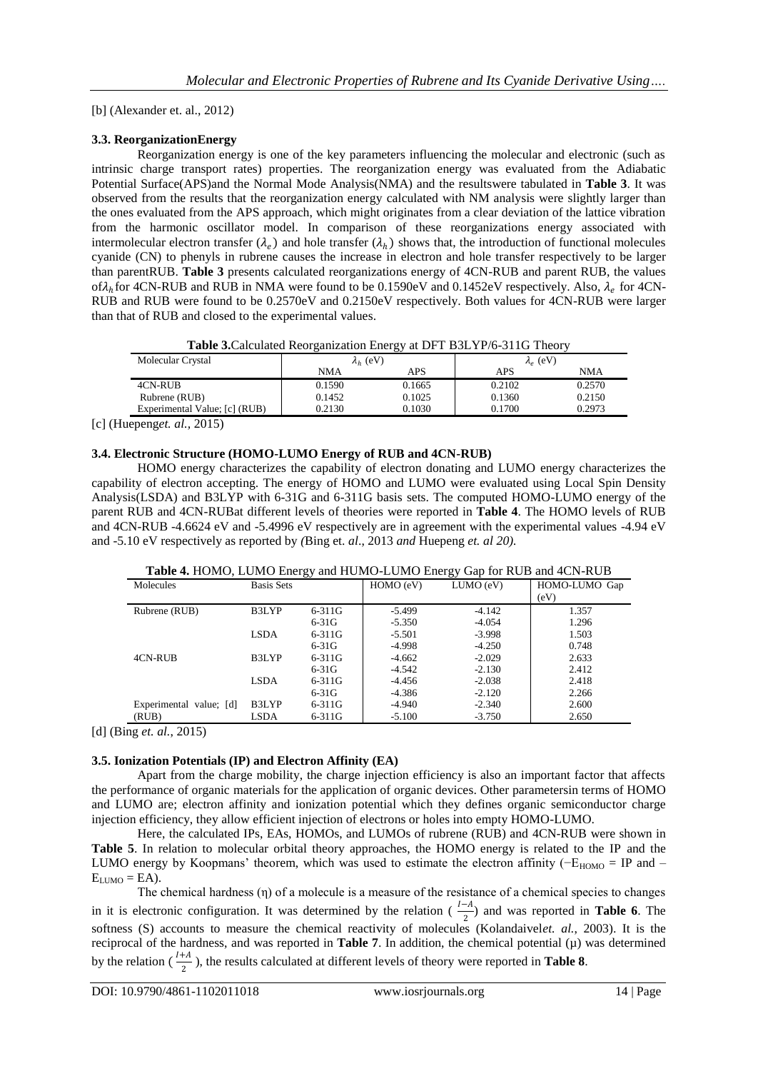[b] (Alexander et. al., 2012)

### 3.3. ReorganizationEnergy

Reorganization energy is one of the key parameters influencing the molecular and electronic (such as intrinsic charge transport rates) properties. The reorganization energy was evaluated from the Adiabatic Potential Surface(APS)and the Normal Mode Analysis(NMA) and the resultswere tabulated in **Table 3**. It was observed from the results that the reorganization energy calculated with NM analysis were slightly larger than the ones evaluated from the APS approach, which might originates from a clear deviation of the lattice vibration from the harmonic oscillator model. In comparison of these reorganizations energy associated with intermolecular electron transfer ($\lambda_e$) and hole transfer ($\lambda_h$) shows that, the introduction of functional molecules cyanide (CN) to phenyls in rubrene causes the increase in electron and hole transfer respectively to be larger than parentRUB. **Table 3** presents calculated reorganizations energy of 4CN-RUB and parent RUB, the values of$\lambda_h$ for 4CN-RUB and RUB in NMA were found to be 0.1590eV and 0.1452eV respectively. Also, $\lambda_e$ for 4CN-RUB and RUB were found to be 0.2570eV and 0.2150eV respectively. Both values for 4CN-RUB were larger than that of RUB and closed to the experimental values.

**Table 3.**Calculated Reorganization Energy at DFT B3LYP/6-311G Theory

| Molecular Crystal | $\lambda_h$ (eV) | | $\lambda_e$ (eV) | |
|---|---|---|---|---|
| | NMA | APS | APS | NMA |
| 4CN-RUB | 0.1590 | 0.1665 | 0.2102 | 0.2570 |
| Rubrene (RUB) | 0.1452 | 0.1025 | 0.1360 | 0.2150 |
| Experimental Value; [c] (RUB) | 0.2130 | 0.1030 | 0.1700 | 0.2973 |

[c] (Huepeng*et. al.*, 2015)

### 3.4. Electronic Structure (HOMO-LUMO Energy of RUB and 4CN-RUB)

HOMO energy characterizes the capability of electron donating and LUMO energy characterizes the capability of electron accepting. The energy of HOMO and LUMO were evaluated using Local Spin Density Analysis(LSDA) and B3LYP with 6-31G and 6-311G basis sets. The computed HOMO-LUMO energy of the parent RUB and 4CN-RUBat different levels of theories were reported in **Table 4**. The HOMO levels of RUB and 4CN-RUB -4.6624 eV and -5.4996 eV respectively are in agreement with the experimental values -4.94 eV and -5.10 eV respectively as reported by *(*Bing et. *al*., 2013 *and* Huepeng *et. al 20).*

**Table 4.** HOMO, LUMO Energy and HUMO-LUMO Energy Gap for RUB and 4CN-RUB

| Molecules | Basis Sets | | HOMO (eV) | LUMO (eV) | HOMO-LUMO Gap (eV) |
|---|---|---|---|---|---|
| Rubrene (RUB) | B3LYP | 6-311G | -5.499 | -4.142 | 1.357 |
| | | 6-31G | -5.350 | -4.054 | 1.296 |
| | LSDA | 6-311G | -5.501 | -3.998 | 1.503 |
| | | 6-31G | -4.998 | -4.250 | 0.748 |
| 4CN-RUB | B3LYP | 6-311G | -4.662 | -2.029 | 2.633 |
| | | 6-31G | -4.542 | -2.130 | 2.412 |
| | LSDA | 6-311G | -4.456 | -2.038 | 2.418 |
| | | 6-31G | -4.386 | -2.120 | 2.266 |
| Experimental value; [d] | B3LYP | 6-311G | -4.940 | -2.340 | 2.600 |
| (RUB) | LSDA | 6-311G | -5.100 | -3.750 | 2.650 |

[d] (Bing *et. al.*, 2015)

### 3.5. Ionization Potentials (IP) and Electron Affinity (EA)

Apart from the charge mobility, the charge injection efficiency is also an important factor that affects the performance of organic materials for the application of organic devices. Other parametersin terms of HOMO and LUMO are; electron affinity and ionization potential which they defines organic semiconductor charge injection efficiency, they allow efficient injection of electrons or holes into empty HOMO-LUMO.

Here, the calculated IPs, EAs, HOMOs, and LUMOs of rubrene (RUB) and 4CN-RUB were shown in **Table 5**. In relation to molecular orbital theory approaches, the HOMO energy is related to the IP and the LUMO energy by Koopmans' theorem, which was used to estimate the electron affinity ($-E_{HOMO}$ = IP and $-E_{LUMO}$ = EA).

The chemical hardness (η) of a molecule is a measure of the resistance of a chemical species to changes in it is electronic configuration. It was determined by the relation ($\frac{I-A}{2}$) and was reported in **Table 6**. The softness (S) accounts to measure the chemical reactivity of molecules (Kolandaivel*et. al.*, 2003). It is the reciprocal of the hardness, and was reported in **Table 7**. In addition, the chemical potential (μ) was determined by the relation ($\frac{I+A}{2}$), the results calculated at different levels of theory were reported in **Table 8**.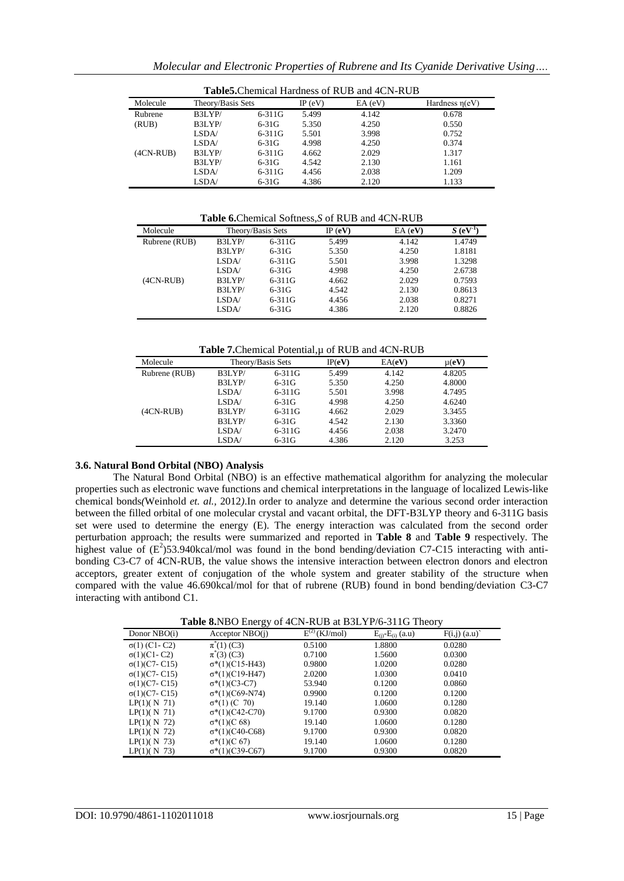**Table5.**Chemical Hardness of RUB and 4CN-RUB

| Molecule | Theory/Basis Sets | | IP (eV) | EA (eV) | Hardness η(eV) |
|---|---|---|---|---|---|
| Rubrene | B3LYP/ | 6-311G | 5.499 | 4.142 | 0.678 |
| (RUB) | B3LYP/ | 6-31G | 5.350 | 4.250 | 0.550 |
| | LSDA/ | 6-311G | 5.501 | 3.998 | 0.752 |
| | LSDA/ | 6-31G | 4.998 | 4.250 | 0.374 |
| (4CN-RUB) | B3LYP/ | 6-311G | 4.662 | 2.029 | 1.317 |
| | B3LYP/ | 6-31G | 4.542 | 2.130 | 1.161 |
| | LSDA/ | 6-311G | 4.456 | 2.038 | 1.209 |
| | LSDA/ | 6-31G | 4.386 | 2.120 | 1.133 |

**Table 6.**Chemical Softness,*S* of RUB and 4CN-RUB

| Molecule | Theory/Basis Sets | | IP (**eV**) | EA (**eV**) | *S* (**eV**$^{-1}$) |
|---|---|---|---|---|---|
| Rubrene (RUB) | B3LYP/ | 6-311G | 5.499 | 4.142 | 1.4749 |
| | B3LYP/ | 6-31G | 5.350 | 4.250 | 1.8181 |
| | LSDA/ | 6-311G | 5.501 | 3.998 | 1.3298 |
| | LSDA/ | 6-31G | 4.998 | 4.250 | 2.6738 |
| (4CN-RUB) | B3LYP/ | 6-311G | 4.662 | 2.029 | 0.7593 |
| | B3LYP/ | 6-31G | 4.542 | 2.130 | 0.8613 |
| | LSDA/ | 6-311G | 4.456 | 2.038 | 0.8271 |
| | LSDA/ | 6-31G | 4.386 | 2.120 | 0.8826 |

**Table 7.**Chemical Potential,µ of RUB and 4CN-RUB

| Molecule | Theory/Basis Sets | | IP(**eV**) | EA(**eV**) | µ(**eV**) |
|---|---|---|---|---|---|
| Rubrene (RUB) | B3LYP/ | 6-311G | 5.499 | 4.142 | 4.8205 |
| | B3LYP/ | 6-31G | 5.350 | 4.250 | 4.8000 |
| | LSDA/ | 6-311G | 5.501 | 3.998 | 4.7495 |
| | LSDA/ | 6-31G | 4.998 | 4.250 | 4.6240 |
| (4CN-RUB) | B3LYP/ | 6-311G | 4.662 | 2.029 | 3.3455 |
| | B3LYP/ | 6-31G | 4.542 | 2.130 | 3.3360 |
| | LSDA/ | 6-311G | 4.456 | 2.038 | 3.2470 |
| | LSDA/ | 6-31G | 4.386 | 2.120 | 3.253 |

### 3.6. Natural Bond Orbital (NBO) Analysis

The Natural Bond Orbital (NBO) is an effective mathematical algorithm for analyzing the molecular properties such as electronic wave functions and chemical interpretations in the language of localized Lewis-like chemical bonds(Weinhold *et. al.,* 2012).In order to analyze and determine the various second order interaction between the filled orbital of one molecular crystal and vacant orbital, the DFT-B3LYP theory and 6-311G basis set were used to determine the energy (E). The energy interaction was calculated from the second order perturbation approach; the results were summarized and reported in **Table 8** and **Table 9** respectively. The highest value of ($E^2$)53.940kcal/mol was found in the bond bending/deviation C7-C15 interacting with anti-bonding C3-C7 of 4CN-RUB, the value shows the intensive interaction between electron donors and electron acceptors, greater extent of conjugation of the whole system and greater stability of the structure when compared with the value 46.690kcal/mol for that of rubrene (RUB) found in bond bending/deviation C3-C7 interacting with antibond C1.

**Table 8.**NBO Energy of 4CN-RUB at B3LYP/6-311G Theory

| Donor NBO(i) | Acceptor NBO(j) | $E^{(2)}$(KJ/mol) | $E_{(j)}$-$E_{(i)}$ (a.u) | F(i,j) (a.u)` |
|---|---|---|---|---|
| σ(1) (C1- C2) | $\pi^*$(1) (C3) | 0.5100 | 1.8800 | 0.0280 |
| σ(1)(C1- C2) | $\pi^*$(3) (C3) | 0.7100 | 1.5600 | 0.0300 |
| σ(1)(C7- C15) | σ*(1)(C15-H43) | 0.9800 | 1.0200 | 0.0280 |
| σ(1)(C7- C15) | σ*(1)(C19-H47) | 2.0200 | 1.0300 | 0.0410 |
| σ(1)(C7- C15) | σ*(1)(C3-C7) | 53.940 | 0.1200 | 0.0860 |
| σ(1)(C7- C15) | σ*(1)(C69-N74) | 0.9900 | 0.1200 | 0.1200 |
| LP(1)( N 71) | σ*(1) (C 70) | 19.140 | 1.0600 | 0.1280 |
| LP(1)( N 71) | σ*(1)(C42-C70) | 9.1700 | 0.9300 | 0.0820 |
| LP(1)( N 72) | σ*(1)(C 68) | 19.140 | 1.0600 | 0.1280 |
| LP(1)( N 72) | σ*(1)(C40-C68) | 9.1700 | 0.9300 | 0.0820 |
| LP(1)( N 73) | σ*(1)(C 67) | 19.140 | 1.0600 | 0.1280 |
| LP(1)( N 73) | σ*(1)(C39-C67) | 9.1700 | 0.9300 | 0.0820 |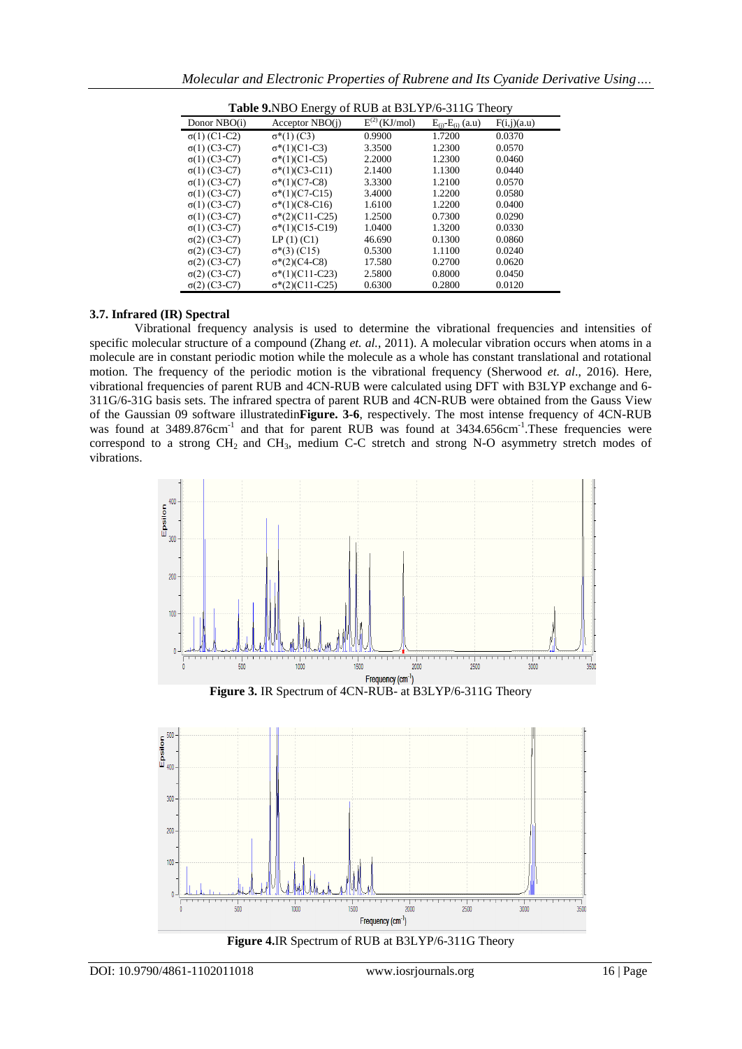**Table 9.** NBO Energy of RUB at B3LYP/6-311G Theory

| Donor NBO(i) | Acceptor NBO(j) | $E^{(2)}$ (KJ/mol) | $E_{(j)}$-$E_{(i)}$ (a.u) | F(i,j)(a.u) |
|---|---|---|---|---|
| σ(1) (C1-C2) | σ*(1) (C3) | 0.9900 | 1.7200 | 0.0370 |
| σ(1) (C3-C7) | σ*(1)(C1-C3) | 3.3500 | 1.2300 | 0.0570 |
| σ(1) (C3-C7) | σ*(1)(C1-C5) | 2.2000 | 1.2300 | 0.0460 |
| σ(1) (C3-C7) | σ*(1)(C3-C11) | 2.1400 | 1.1300 | 0.0440 |
| σ(1) (C3-C7) | σ*(1)(C7-C8) | 3.3300 | 1.2100 | 0.0570 |
| σ(1) (C3-C7) | σ*(1)(C7-C15) | 3.4000 | 1.2200 | 0.0580 |
| σ(1) (C3-C7) | σ*(1)(C8-C16) | 1.6100 | 1.2200 | 0.0400 |
| σ(1) (C3-C7) | σ*(2)(C11-C25) | 1.2500 | 0.7300 | 0.0290 |
| σ(1) (C3-C7) | σ*(1)(C15-C19) | 1.0400 | 1.3200 | 0.0330 |
| σ(2) (C3-C7) | LP (1) (C1) | 46.690 | 0.1300 | 0.0860 |
| σ(2) (C3-C7) | σ*(3) (C15) | 0.5300 | 1.1100 | 0.0240 |
| σ(2) (C3-C7) | σ*(2)(C4-C8) | 17.580 | 0.2700 | 0.0620 |
| σ(2) (C3-C7) | σ*(1)(C11-C23) | 2.5800 | 0.8000 | 0.0450 |
| σ(2) (C3-C7) | σ*(2)(C11-C25) | 0.6300 | 0.2800 | 0.0120 |

### 3.7. Infrared (IR) Spectral

Vibrational frequency analysis is used to determine the vibrational frequencies and intensities of specific molecular structure of a compound (Zhang *et. al.*, 2011). A molecular vibration occurs when atoms in a molecule are in constant periodic motion while the molecule as a whole has constant translational and rotational motion. The frequency of the periodic motion is the vibrational frequency (Sherwood *et. al*., 2016). Here, vibrational frequencies of parent RUB and 4CN-RUB were calculated using DFT with B3LYP exchange and 6-311G/6-31G basis sets. The infrared spectra of parent RUB and 4CN-RUB were obtained from the Gauss View of the Gaussian 09 software illustratedin**Figure. 3-6**, respectively. The most intense frequency of 4CN-RUB was found at 3489.876cm$^{-1}$ and that for parent RUB was found at 3434.656cm$^{-1}$.These frequencies were correspond to a strong $CH_2$ and $CH_3$, medium C-C stretch and strong N-O asymmetry stretch modes of vibrations.

**Figure 3.** IR Spectrum of 4CN-RUB- at B3LYP/6-311G Theory

**Figure 4.** IR Spectrum of RUB at B3LYP/6-311G Theory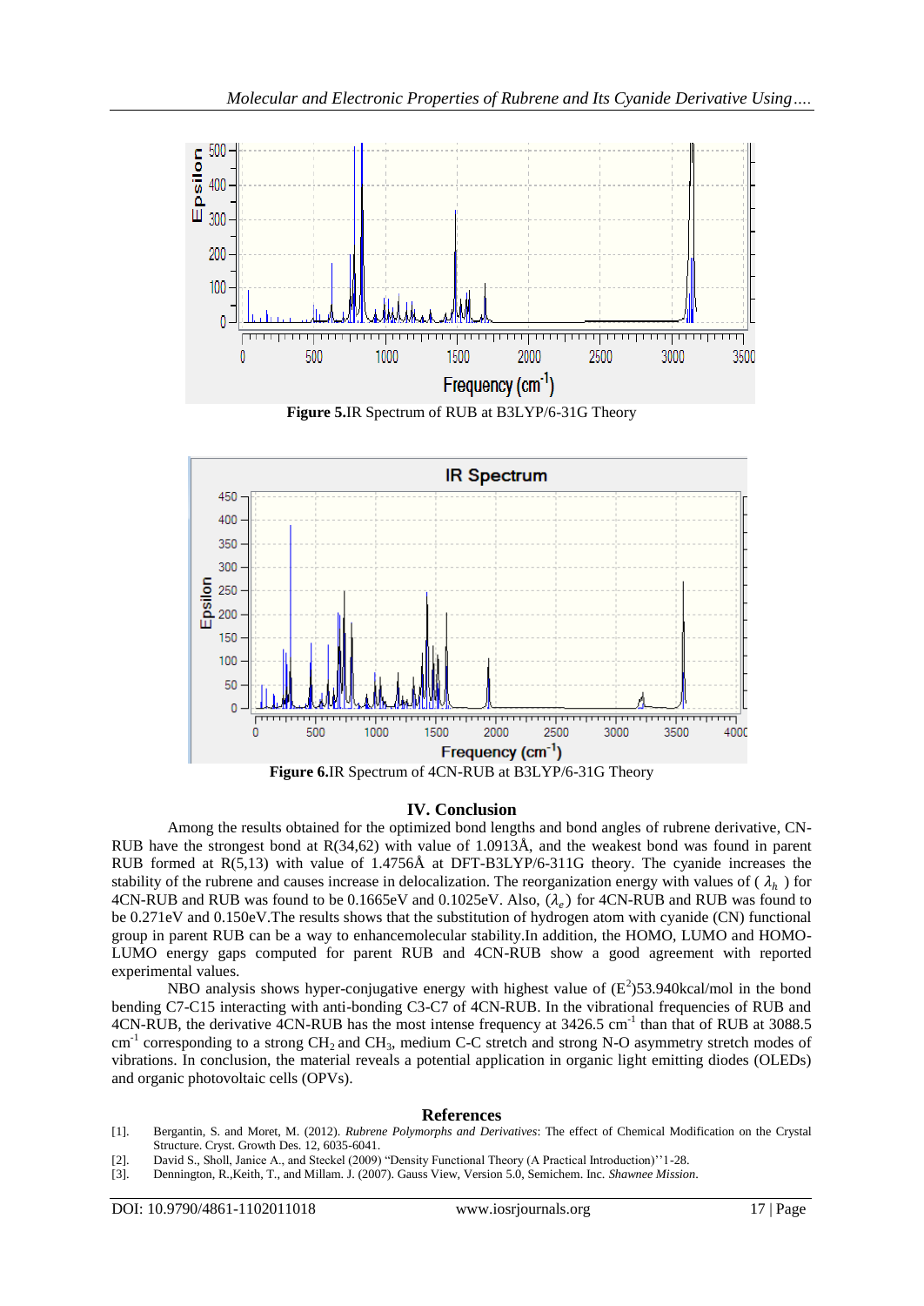**Figure 5.** IR Spectrum of RUB at B3LYP/6-31G Theory

**Figure 6.** IR Spectrum of 4CN-RUB at B3LYP/6-31G Theory

## IV. Conclusion

Among the results obtained for the optimized bond lengths and bond angles of rubrene derivative, CN-RUB have the strongest bond at R(34,62) with value of 1.0913Å, and the weakest bond was found in parent RUB formed at R(5,13) with value of 1.4756Å at DFT-B3LYP/6-311G theory. The cyanide increases the stability of the rubrene and causes increase in delocalization. The reorganization energy with values of ( $\lambda_h$ ) for 4CN-RUB and RUB was found to be 0.1665eV and 0.1025eV. Also, ($\lambda_e$) for 4CN-RUB and RUB was found to be 0.271eV and 0.150eV.The results shows that the substitution of hydrogen atom with cyanide (CN) functional group in parent RUB can be a way to enhancemolecular stability.In addition, the HOMO, LUMO and HOMO-LUMO energy gaps computed for parent RUB and 4CN-RUB show a good agreement with reported experimental values.

NBO analysis shows hyper-conjugative energy with highest value of ($E^2$)53.940kcal/mol in the bond bending C7-C15 interacting with anti-bonding C3-C7 of 4CN-RUB. In the vibrational frequencies of RUB and 4CN-RUB, the derivative 4CN-RUB has the most intense frequency at 3426.5 $cm^{-1}$ than that of RUB at 3088.5 $cm^{-1}$ corresponding to a strong $CH_2$ and $CH_3$, medium C-C stretch and strong N-O asymmetry stretch modes of vibrations. In conclusion, the material reveals a potential application in organic light emitting diodes (OLEDs) and organic photovoltaic cells (OPVs).

## References

[1]. Bergantin, S. and Moret, M. (2012). *Rubrene Polymorphs and Derivatives*: The effect of Chemical Modification on the Crystal Structure. Cryst. Growth Des. 12, 6035-6041.

[2]. David S., Sholl, Janice A., and Steckel (2009) "Density Functional Theory (A Practical Introduction)''1-28.

[3]. Dennington, R.,Keith, T., and Millam. J. (2007). Gauss View, Version 5.0, Semichem. Inc. *Shawnee Mission*.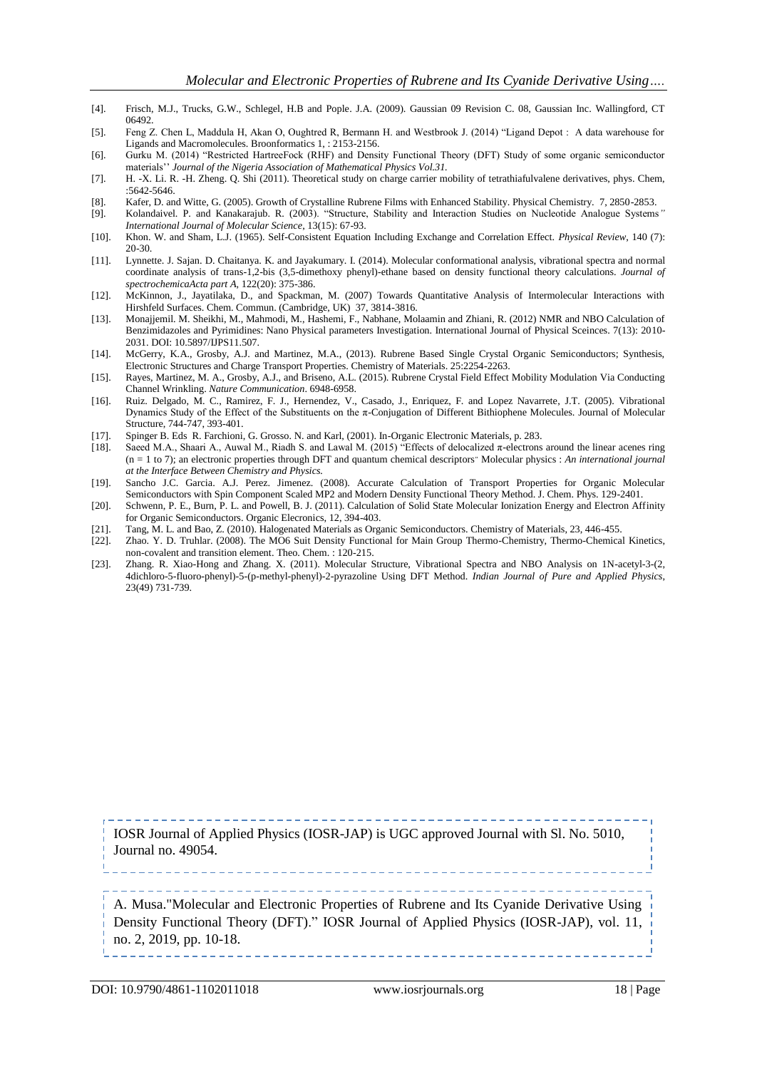[4]. Frisch, M.J., Trucks, G.W., Schlegel, H.B and Pople. J.A. (2009). Gaussian 09 Revision C. 08, Gaussian Inc. Wallingford, CT 06492.

[5]. Feng Z. Chen L, Maddula H, Akan O, Oughtred R, Bermann H. and Westbrook J. (2014) "Ligand Depot : A data warehouse for Ligands and Macromolecules. Broonformatics 1, : 2153-2156.

[6]. Gurku M. (2014) "Restricted HartreeFock (RHF) and Density Functional Theory (DFT) Study of some organic semiconductor materials'' *Journal of the Nigeria Association of Mathematical Physics Vol.31.*

[7]. H. -X. Li. R. -H. Zheng. Q. Shi (2011). Theoretical study on charge carrier mobility of tetrathiafulvalene derivatives, phys. Chem, :5642-5646.

[8]. Kafer, D. and Witte, G. (2005). Growth of Crystalline Rubrene Films with Enhanced Stability. Physical Chemistry. 7, 2850-2853.

[9]. Kolandaivel. P. and Kanakarajub. R. (2003). "Structure, Stability and Interaction Studies on Nucleotide Analogue Systems" *International Journal of Molecular Science*, 13(15): 67-93.

[10]. Khon. W. and Sham, L.J. (1965). Self-Consistent Equation Including Exchange and Correlation Effect. *Physical Review*, 140 (7): 20-30.

[11]. Lynnette. J. Sajan. D. Chaitanya. K. and Jayakumary. I. (2014). Molecular conformational analysis, vibrational spectra and normal coordinate analysis of trans-1,2-bis (3,5-dimethoxy phenyl)-ethane based on density functional theory calculations. *Journal of spectrochemicaActa part A*, 122(20): 375-386.

[12]. McKinnon, J., Jayatilaka, D., and Spackman, M. (2007) Towards Quantitative Analysis of Intermolecular Interactions with Hirshfeld Surfaces. Chem. Commun. (Cambridge, UK) 37, 3814-3816.

[13]. Monajjemil. M. Sheikhi, M., Mahmodi, M., Hashemi, F., Nabhane, Molaamin and Zhiani, R. (2012) NMR and NBO Calculation of Benzimidazoles and Pyrimidines: Nano Physical parameters Investigation. International Journal of Physical Sceinces. 7(13): 2010-2031. DOI: 10.5897/IJPS11.507.

[14]. McGerry, K.A., Grosby, A.J. and Martinez, M.A., (2013). Rubrene Based Single Crystal Organic Semiconductors; Synthesis, Electronic Structures and Charge Transport Properties. Chemistry of Materials. 25:2254-2263.

[15]. Rayes, Martinez, M. A., Grosby, A.J., and Briseno, A.L. (2015). Rubrene Crystal Field Effect Mobility Modulation Via Conducting Channel Wrinkling. *Nature Communication*. 6948-6958.

[16]. Ruiz. Delgado, M. C., Ramirez, F. J., Hernendez, V., Casado, J., Enriquez, F. and Lopez Navarrete, J.T. (2005). Vibrational Dynamics Study of the Effect of the Substituents on the π-Conjugation of Different Bithiophene Molecules. Journal of Molecular Structure, 744-747, 393-401.

[17]. Spinger B. Eds R. Farchioni, G. Grosso. N. and Karl, (2001). In-Organic Electronic Materials, p. 283.

[18]. Saeed M.A., Shaari A., Auwal M., Riadh S. and Lawal M. (2015) "Effects of delocalized π-electrons around the linear acenes ring (n = 1 to 7); an electronic properties through DFT and quantum chemical descriptors" Molecular physics : *An international journal at the Interface Between Chemistry and Physics.*

[19]. Sancho J.C. Garcia. A.J. Perez. Jimenez. (2008). Accurate Calculation of Transport Properties for Organic Molecular Semiconductors with Spin Component Scaled MP2 and Modern Density Functional Theory Method. J. Chem. Phys. 129-2401.

[20]. Schwenn, P. E., Burn, P. L. and Powell, B. J. (2011). Calculation of Solid State Molecular Ionization Energy and Electron Affinity for Organic Semiconductors. Organic Elecronics, 12, 394-403.

[21]. Tang, M. L. and Bao, Z. (2010). Halogenated Materials as Organic Semiconductors. Chemistry of Materials, 23, 446-455.

[22]. Zhao. Y. D. Truhlar. (2008). The MO6 Suit Density Functional for Main Group Thermo-Chemistry, Thermo-Chemical Kinetics, non-covalent and transition element. Theo. Chem. : 120-215.

[23]. Zhang. R. Xiao-Hong and Zhang. X. (2011). Molecular Structure, Vibrational Spectra and NBO Analysis on 1N-acetyl-3-(2, 4dichloro-5-fluoro-phenyl)-5-(p-methyl-phenyl)-2-pyrazoline Using DFT Method. *Indian Journal of Pure and Applied Physics*, 23(49) 731-739.

IOSR Journal of Applied Physics (IOSR-JAP) is UGC approved Journal with Sl. No. 5010, Journal no. 49054.

A. Musa."Molecular and Electronic Properties of Rubrene and Its Cyanide Derivative Using Density Functional Theory (DFT)." IOSR Journal of Applied Physics (IOSR-JAP), vol. 11, no. 2, 2019, pp. 10-18.